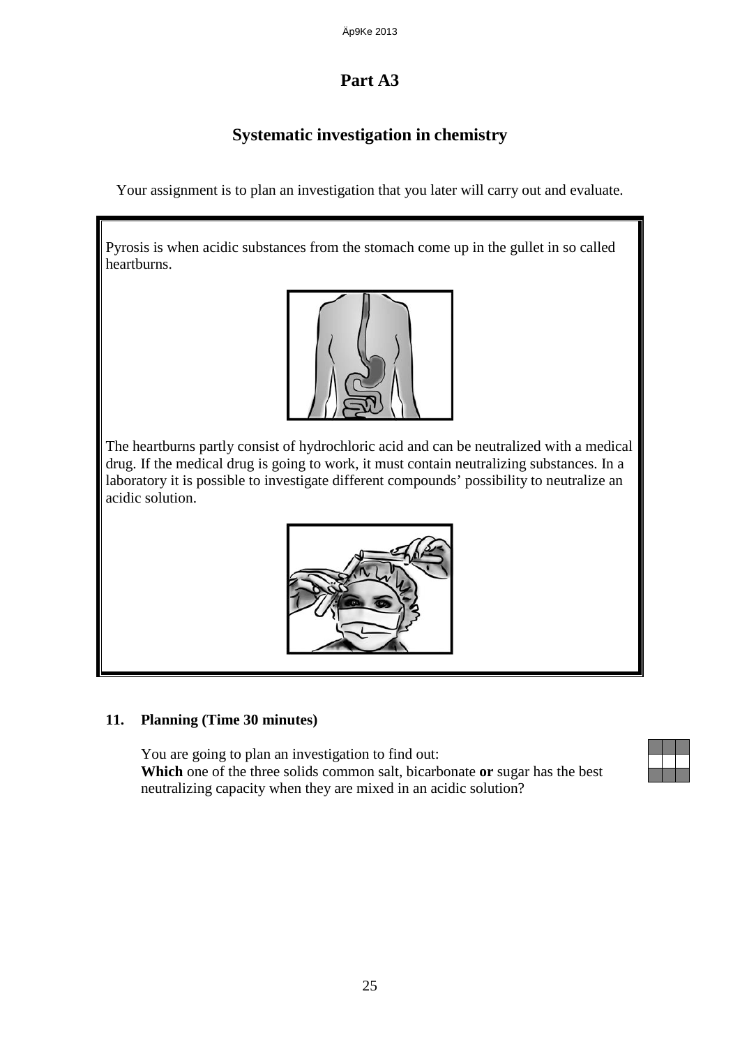# Part A3

## Systematic investigation in chemistry

Your assignment is to plan an investigation that you later will carry out and evaluate.

Pyrosis is when acidic substances from the stomach come up in the gullet in so called heartburns.

The heartburns partly consist of hydrochloric acid and can be neutralized with a medical drug. If the medical drug is going to work, it must contain neutralizing substances. In a laboratory it is possible to investigate different compounds' possibility to neutralize an acidic solution.

### 11. Planning (Time 30 minutes)

You are going to plan an investigation to find out:
**Which** one of the three solids common salt, bicarbonate **or** sugar has the best neutralizing capacity when they are mixed in an acidic solution?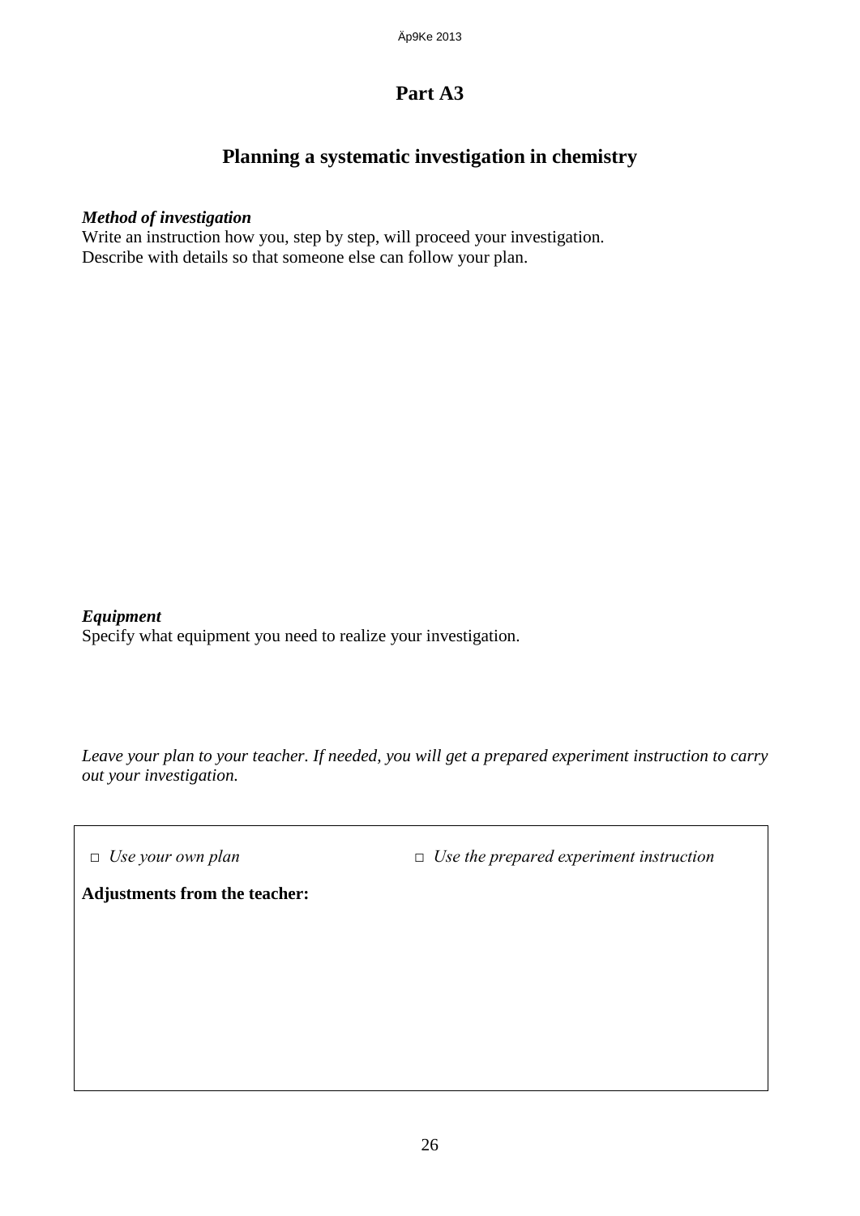# Part A3

## Planning a systematic investigation in chemistry

***Method of investigation***
Write an instruction how you, step by step, will proceed your investigation.
Describe with details so that someone else can follow your plan.

***Equipment***
Specify what equipment you need to realize your investigation.

*Leave your plan to your teacher. If needed, you will get a prepared experiment instruction to carry out your investigation.*

□ *Use your own plan* □ *Use the prepared experiment instruction*

**Adjustments from the teacher:**